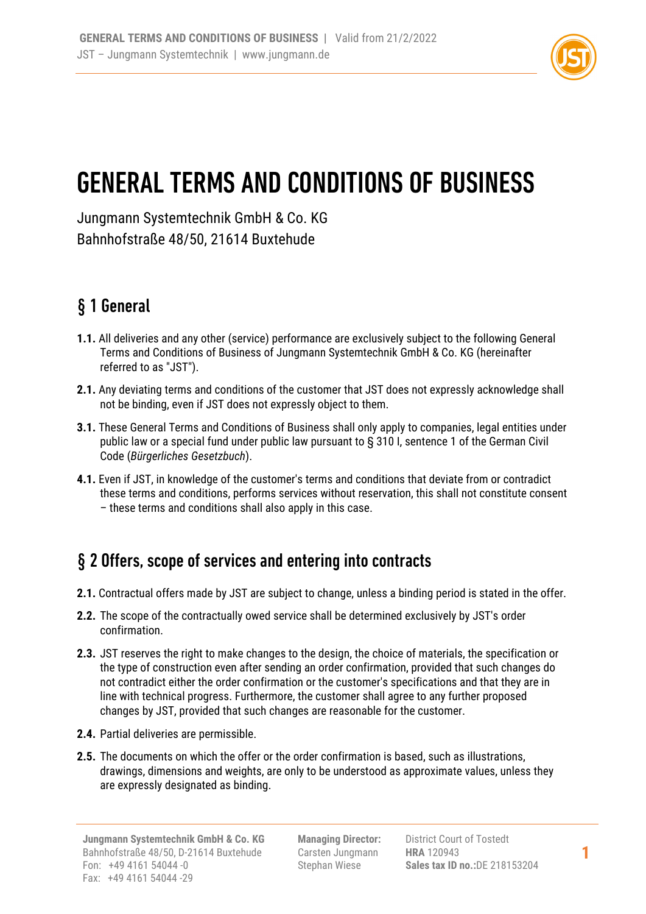# GENERAL TERMS AND CONDITIONS OF BUSINESS

Jungmann Systemtechnik GmbH & Co. KG
Bahnhofstraße 48/50, 21614 Buxtehude

## § 1 General

**1.1.** All deliveries and any other (service) performance are exclusively subject to the following General Terms and Conditions of Business of Jungmann Systemtechnik GmbH & Co. KG (hereinafter referred to as "JST").

**2.1.** Any deviating terms and conditions of the customer that JST does not expressly acknowledge shall not be binding, even if JST does not expressly object to them.

**3.1.** These General Terms and Conditions of Business shall only apply to companies, legal entities under public law or a special fund under public law pursuant to § 310 I, sentence 1 of the German Civil Code (*Bürgerliches Gesetzbuch*).

**4.1.** Even if JST, in knowledge of the customer's terms and conditions that deviate from or contradict these terms and conditions, performs services without reservation, this shall not constitute consent – these terms and conditions shall also apply in this case.

## § 2 Offers, scope of services and entering into contracts

**2.1.** Contractual offers made by JST are subject to change, unless a binding period is stated in the offer.

**2.2.** The scope of the contractually owed service shall be determined exclusively by JST's order confirmation.

**2.3.** JST reserves the right to make changes to the design, the choice of materials, the specification or the type of construction even after sending an order confirmation, provided that such changes do not contradict either the order confirmation or the customer's specifications and that they are in line with technical progress. Furthermore, the customer shall agree to any further proposed changes by JST, provided that such changes are reasonable for the customer.

**2.4.** Partial deliveries are permissible.

**2.5.** The documents on which the offer or the order confirmation is based, such as illustrations, drawings, dimensions and weights, are only to be understood as approximate values, unless they are expressly designated as binding.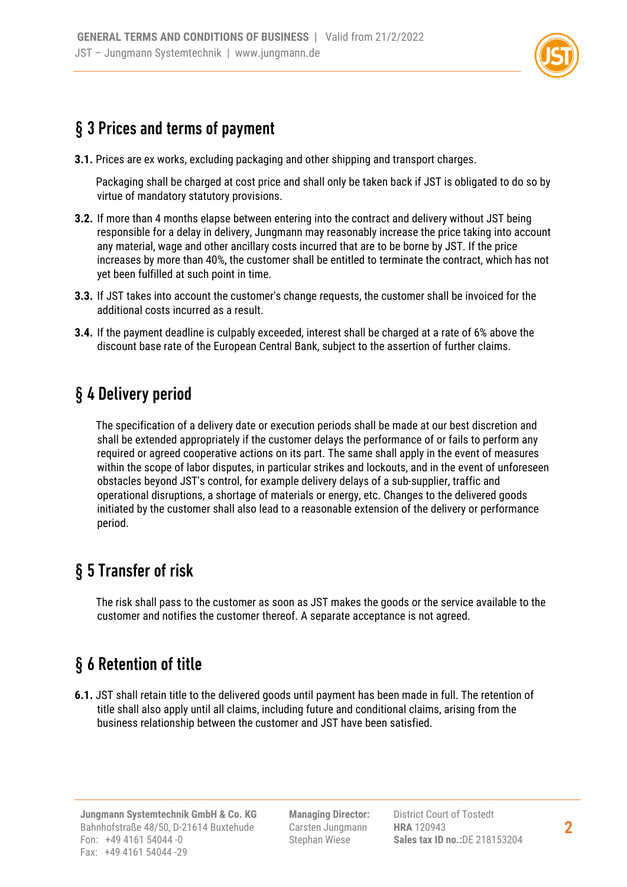## § 3 Prices and terms of payment

**3.1.** Prices are ex works, excluding packaging and other shipping and transport charges.

Packaging shall be charged at cost price and shall only be taken back if JST is obligated to do so by virtue of mandatory statutory provisions.

**3.2.** If more than 4 months elapse between entering into the contract and delivery without JST being responsible for a delay in delivery, Jungmann may reasonably increase the price taking into account any material, wage and other ancillary costs incurred that are to be borne by JST. If the price increases by more than 40%, the customer shall be entitled to terminate the contract, which has not yet been fulfilled at such point in time.

**3.3.** If JST takes into account the customer's change requests, the customer shall be invoiced for the additional costs incurred as a result.

**3.4.** If the payment deadline is culpably exceeded, interest shall be charged at a rate of 6% above the discount base rate of the European Central Bank, subject to the assertion of further claims.

## § 4 Delivery period

The specification of a delivery date or execution periods shall be made at our best discretion and shall be extended appropriately if the customer delays the performance of or fails to perform any required or agreed cooperative actions on its part. The same shall apply in the event of measures within the scope of labor disputes, in particular strikes and lockouts, and in the event of unforeseen obstacles beyond JST's control, for example delivery delays of a sub-supplier, traffic and operational disruptions, a shortage of materials or energy, etc. Changes to the delivered goods initiated by the customer shall also lead to a reasonable extension of the delivery or performance period.

## § 5 Transfer of risk

The risk shall pass to the customer as soon as JST makes the goods or the service available to the customer and notifies the customer thereof. A separate acceptance is not agreed.

## § 6 Retention of title

**6.1.** JST shall retain title to the delivered goods until payment has been made in full. The retention of title shall also apply until all claims, including future and conditional claims, arising from the business relationship between the customer and JST have been satisfied.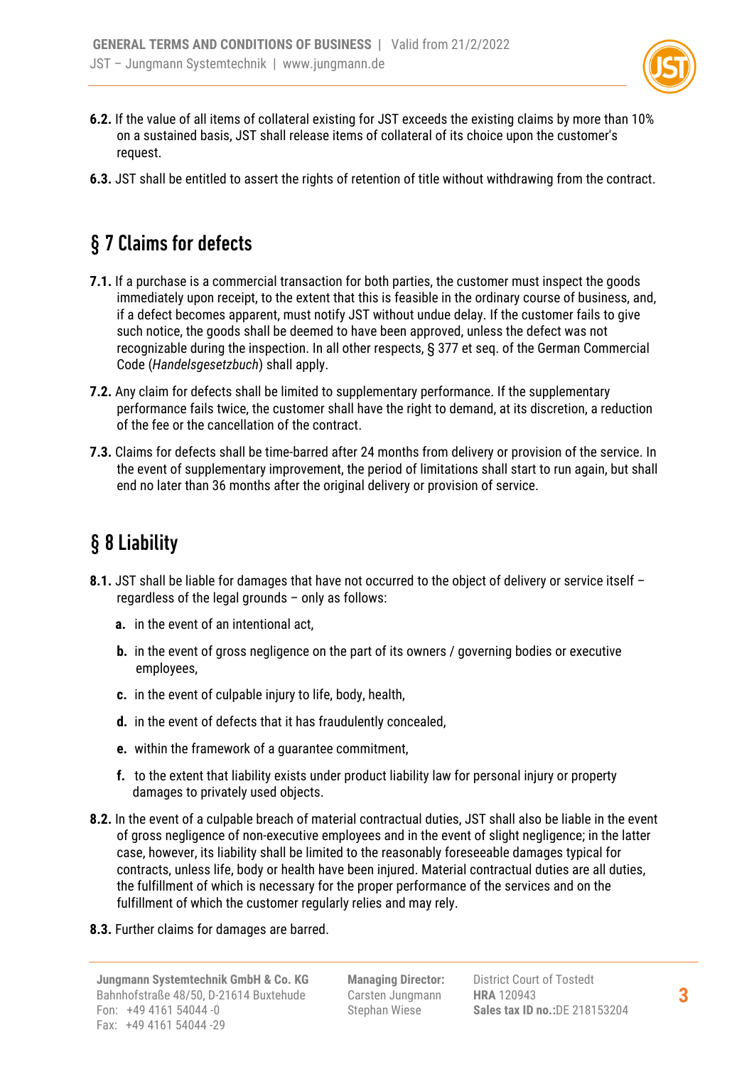**6.2.** If the value of all items of collateral existing for JST exceeds the existing claims by more than 10% on a sustained basis, JST shall release items of collateral of its choice upon the customer's request.

**6.3.** JST shall be entitled to assert the rights of retention of title without withdrawing from the contract.

## § 7 Claims for defects

**7.1.** If a purchase is a commercial transaction for both parties, the customer must inspect the goods immediately upon receipt, to the extent that this is feasible in the ordinary course of business, and, if a defect becomes apparent, must notify JST without undue delay. If the customer fails to give such notice, the goods shall be deemed to have been approved, unless the defect was not recognizable during the inspection. In all other respects, § 377 et seq. of the German Commercial Code (*Handelsgesetzbuch*) shall apply.

**7.2.** Any claim for defects shall be limited to supplementary performance. If the supplementary performance fails twice, the customer shall have the right to demand, at its discretion, a reduction of the fee or the cancellation of the contract.

**7.3.** Claims for defects shall be time-barred after 24 months from delivery or provision of the service. In the event of supplementary improvement, the period of limitations shall start to run again, but shall end no later than 36 months after the original delivery or provision of service.

## § 8 Liability

**8.1.** JST shall be liable for damages that have not occurred to the object of delivery or service itself – regardless of the legal grounds – only as follows:

- **a.** in the event of an intentional act,
- **b.** in the event of gross negligence on the part of its owners / governing bodies or executive employees,
- **c.** in the event of culpable injury to life, body, health,
- **d.** in the event of defects that it has fraudulently concealed,
- **e.** within the framework of a guarantee commitment,
- **f.** to the extent that liability exists under product liability law for personal injury or property damages to privately used objects.

**8.2.** In the event of a culpable breach of material contractual duties, JST shall also be liable in the event of gross negligence of non-executive employees and in the event of slight negligence; in the latter case, however, its liability shall be limited to the reasonably foreseeable damages typical for contracts, unless life, body or health have been injured. Material contractual duties are all duties, the fulfillment of which is necessary for the proper performance of the services and on the fulfillment of which the customer regularly relies and may rely.

**8.3.** Further claims for damages are barred.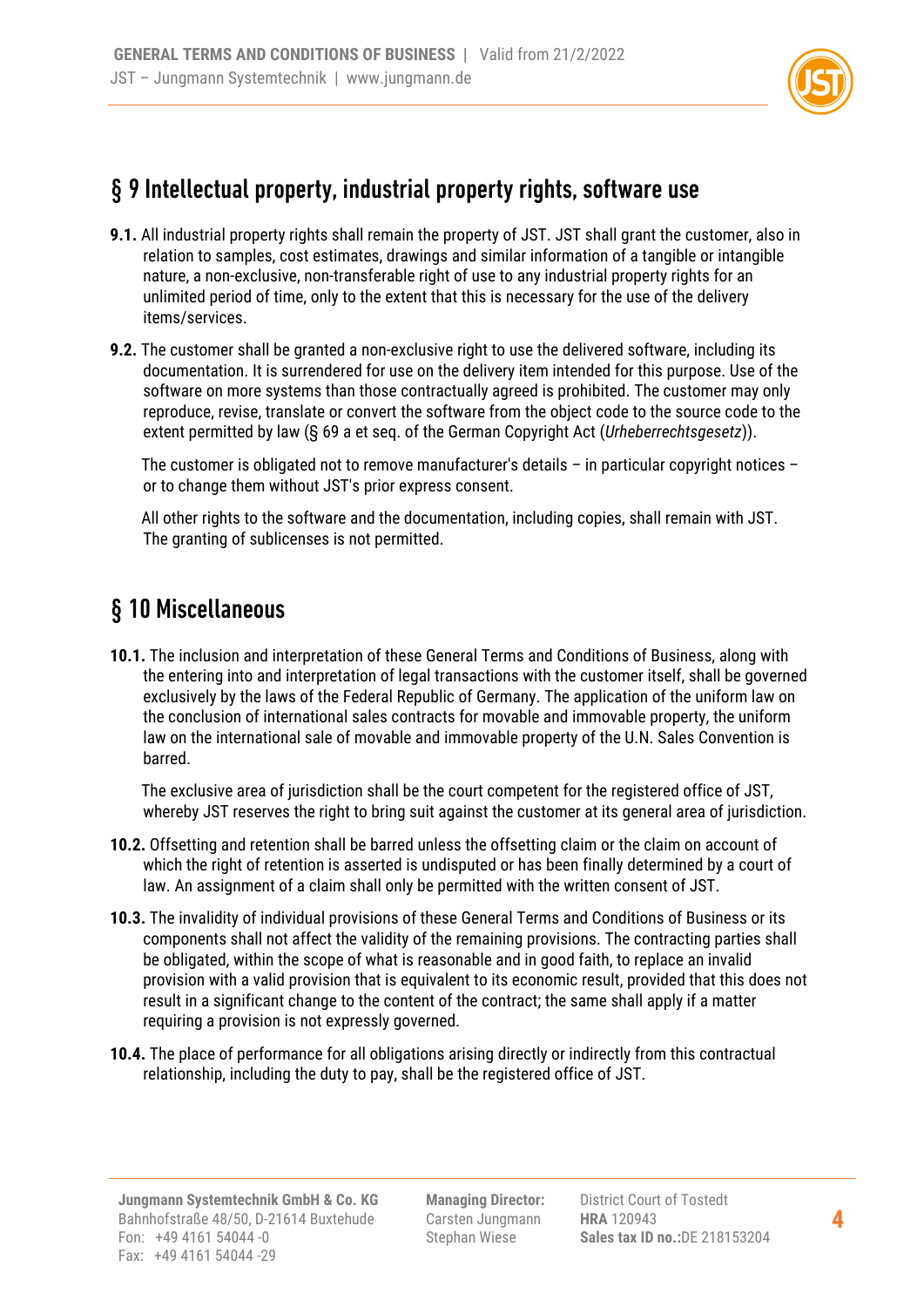## § 9 Intellectual property, industrial property rights, software use

**9.1.** All industrial property rights shall remain the property of JST. JST shall grant the customer, also in relation to samples, cost estimates, drawings and similar information of a tangible or intangible nature, a non-exclusive, non-transferable right of use to any industrial property rights for an unlimited period of time, only to the extent that this is necessary for the use of the delivery items/services.

**9.2.** The customer shall be granted a non-exclusive right to use the delivered software, including its documentation. It is surrendered for use on the delivery item intended for this purpose. Use of the software on more systems than those contractually agreed is prohibited. The customer may only reproduce, revise, translate or convert the software from the object code to the source code to the extent permitted by law (§ 69 a et seq. of the German Copyright Act (*Urheberrechtsgesetz*)).

The customer is obligated not to remove manufacturer's details – in particular copyright notices – or to change them without JST's prior express consent.

All other rights to the software and the documentation, including copies, shall remain with JST. The granting of sublicenses is not permitted.

## § 10 Miscellaneous

**10.1.** The inclusion and interpretation of these General Terms and Conditions of Business, along with the entering into and interpretation of legal transactions with the customer itself, shall be governed exclusively by the laws of the Federal Republic of Germany. The application of the uniform law on the conclusion of international sales contracts for movable and immovable property, the uniform law on the international sale of movable and immovable property of the U.N. Sales Convention is barred.

The exclusive area of jurisdiction shall be the court competent for the registered office of JST, whereby JST reserves the right to bring suit against the customer at its general area of jurisdiction.

**10.2.** Offsetting and retention shall be barred unless the offsetting claim or the claim on account of which the right of retention is asserted is undisputed or has been finally determined by a court of law. An assignment of a claim shall only be permitted with the written consent of JST.

**10.3.** The invalidity of individual provisions of these General Terms and Conditions of Business or its components shall not affect the validity of the remaining provisions. The contracting parties shall be obligated, within the scope of what is reasonable and in good faith, to replace an invalid provision with a valid provision that is equivalent to its economic result, provided that this does not result in a significant change to the content of the contract; the same shall apply if a matter requiring a provision is not expressly governed.

**10.4.** The place of performance for all obligations arising directly or indirectly from this contractual relationship, including the duty to pay, shall be the registered office of JST.